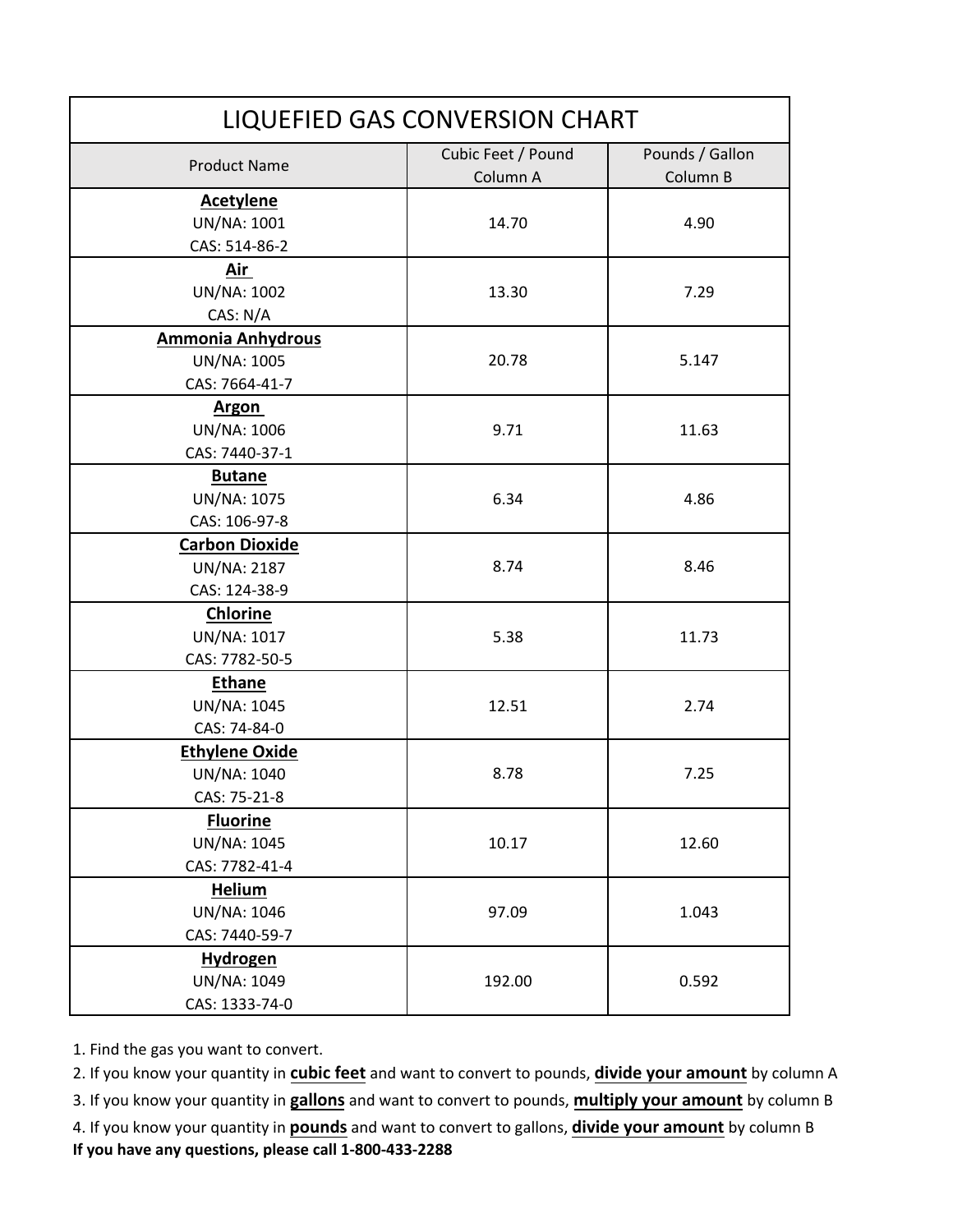# LIQUEFIED GAS CONVERSION CHART

| Product Name | Cubic Feet / Pound<br>Column A | Pounds / Gallon<br>Column B |
|---|---|---|
| **Acetylene**<br>UN/NA: 1001<br>CAS: 514-86-2 | 14.70 | 4.90 |
| **Air**<br>UN/NA: 1002<br>CAS: N/A | 13.30 | 7.29 |
| **Ammonia Anhydrous**<br>UN/NA: 1005<br>CAS: 7664-41-7 | 20.78 | 5.147 |
| **Argon**<br>UN/NA: 1006<br>CAS: 7440-37-1 | 9.71 | 11.63 |
| **Butane**<br>UN/NA: 1075<br>CAS: 106-97-8 | 6.34 | 4.86 |
| **Carbon Dioxide**<br>UN/NA: 2187<br>CAS: 124-38-9 | 8.74 | 8.46 |
| **Chlorine**<br>UN/NA: 1017<br>CAS: 7782-50-5 | 5.38 | 11.73 |
| **Ethane**<br>UN/NA: 1045<br>CAS: 74-84-0 | 12.51 | 2.74 |
| **Ethylene Oxide**<br>UN/NA: 1040<br>CAS: 75-21-8 | 8.78 | 7.25 |
| **Fluorine**<br>UN/NA: 1045<br>CAS: 7782-41-4 | 10.17 | 12.60 |
| **Helium**<br>UN/NA: 1046<br>CAS: 7440-59-7 | 97.09 | 1.043 |
| **Hydrogen**<br>UN/NA: 1049<br>CAS: 1333-74-0 | 192.00 | 0.592 |

1. Find the gas you want to convert.
2. If you know your quantity in **cubic feet** and want to convert to pounds, **divide your amount** by column A
3. If you know your quantity in **gallons** and want to convert to pounds, **multiply your amount** by column B
4. If you know your quantity in **pounds** and want to convert to gallons, **divide your amount** by column B

**If you have any questions, please call 1-800-433-2288**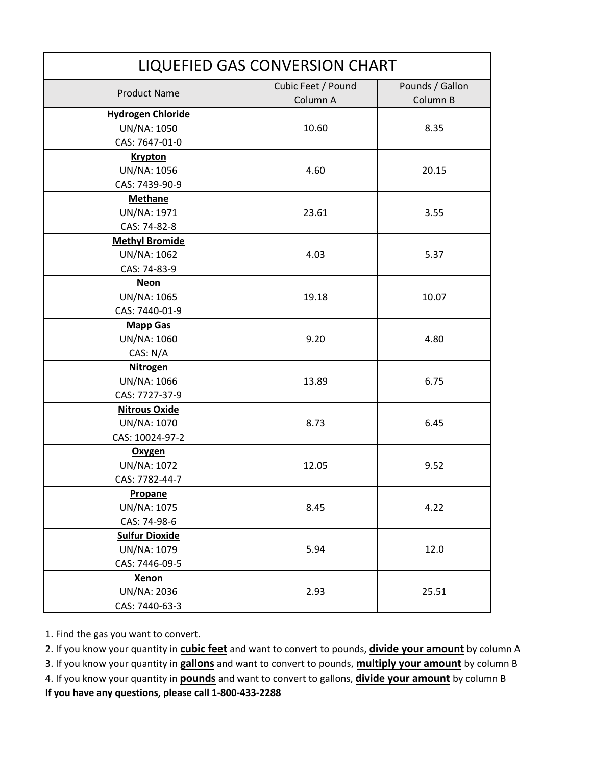# LIQUEFIED GAS CONVERSION CHART

| Product Name | Cubic Feet / Pound Column A | Pounds / Gallon Column B |
|---|---|---|
| **Hydrogen Chloride** UN/NA: 1050 CAS: 7647-01-0 | 10.60 | 8.35 |
| **Krypton** UN/NA: 1056 CAS: 7439-90-9 | 4.60 | 20.15 |
| **Methane** UN/NA: 1971 CAS: 74-82-8 | 23.61 | 3.55 |
| **Methyl Bromide** UN/NA: 1062 CAS: 74-83-9 | 4.03 | 5.37 |
| **Neon** UN/NA: 1065 CAS: 7440-01-9 | 19.18 | 10.07 |
| **Mapp Gas** UN/NA: 1060 CAS: N/A | 9.20 | 4.80 |
| **Nitrogen** UN/NA: 1066 CAS: 7727-37-9 | 13.89 | 6.75 |
| **Nitrous Oxide** UN/NA: 1070 CAS: 10024-97-2 | 8.73 | 6.45 |
| **Oxygen** UN/NA: 1072 CAS: 7782-44-7 | 12.05 | 9.52 |
| **Propane** UN/NA: 1075 CAS: 74-98-6 | 8.45 | 4.22 |
| **Sulfur Dioxide** UN/NA: 1079 CAS: 7446-09-5 | 5.94 | 12.0 |
| **Xenon** UN/NA: 2036 CAS: 7440-63-3 | 2.93 | 25.51 |

1. Find the gas you want to convert.
2. If you know your quantity in **cubic feet** and want to convert to pounds, **divide your amount** by column A
3. If you know your quantity in **gallons** and want to convert to pounds, **multiply your amount** by column B
4. If you know your quantity in **pounds** and want to convert to gallons, **divide your amount** by column B

**If you have any questions, please call 1-800-433-2288**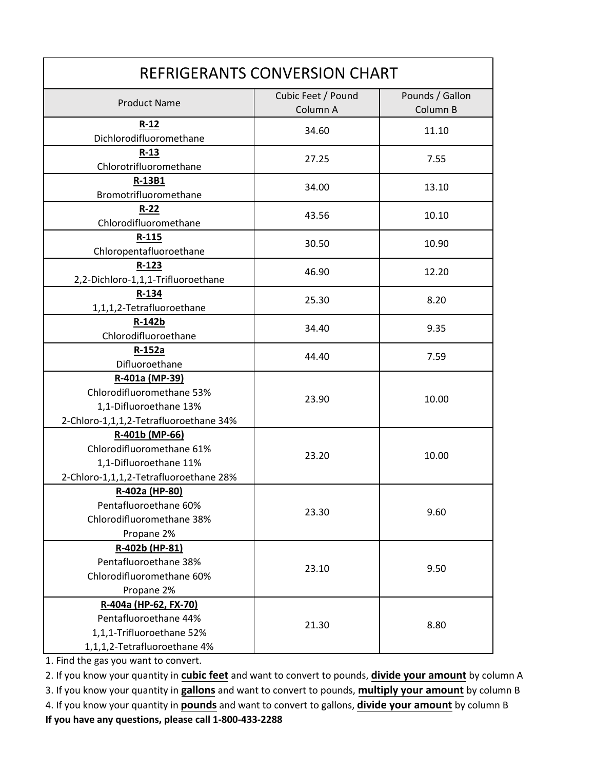# REFRIGERANTS CONVERSION CHART

| Product Name | Cubic Feet / Pound Column A | Pounds / Gallon Column B |
|---|---|---|
| **R-12** Dichlorodifluoromethane | 34.60 | 11.10 |
| **R-13** Chlorotrifluoromethane | 27.25 | 7.55 |
| **R-13B1** Bromotrifluoromethane | 34.00 | 13.10 |
| **R-22** Chlorodifluoromethane | 43.56 | 10.10 |
| **R-115** Chloropentafluoroethane | 30.50 | 10.90 |
| **R-123** 2,2-Dichloro-1,1,1-Trifluoroethane | 46.90 | 12.20 |
| **R-134** 1,1,1,2-Tetrafluoroethane | 25.30 | 8.20 |
| **R-142b** Chlorodifluoroethane | 34.40 | 9.35 |
| **R-152a** Difluoroethane | 44.40 | 7.59 |
| **R-401a (MP-39)** Chlorodifluoromethane 53% 1,1-Difluoroethane 13% 2-Chloro-1,1,1,2-Tetrafluoroethane 34% | 23.90 | 10.00 |
| **R-401b (MP-66)** Chlorodifluoromethane 61% 1,1-Difluoroethane 11% 2-Chloro-1,1,1,2-Tetrafluoroethane 28% | 23.20 | 10.00 |
| **R-402a (HP-80)** Pentafluoroethane 60% Chlorodifluoromethane 38% Propane 2% | 23.30 | 9.60 |
| **R-402b (HP-81)** Pentafluoroethane 38% Chlorodifluoromethane 60% Propane 2% | 23.10 | 9.50 |
| **R-404a (HP-62, FX-70)** Pentafluoroethane 44% 1,1,1-Trifluoroethane 52% 1,1,1,2-Tetrafluoroethane 4% | 21.30 | 8.80 |

1. Find the gas you want to convert.
2. If you know your quantity in **cubic feet** and want to convert to pounds, **divide your amount** by column A
3. If you know your quantity in **gallons** and want to convert to pounds, **multiply your amount** by column B
4. If you know your quantity in **pounds** and want to convert to gallons, **divide your amount** by column B

**If you have any questions, please call 1-800-433-2288**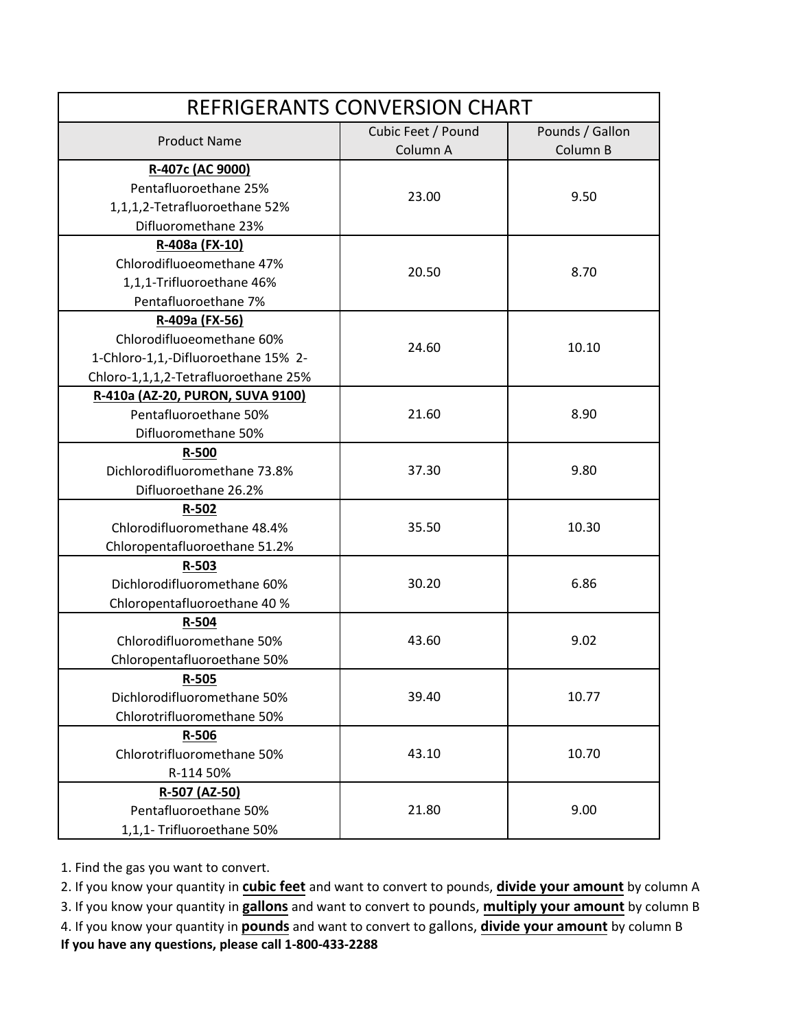# REFRIGERANTS CONVERSION CHART

| Product Name | Cubic Feet / Pound Column A | Pounds / Gallon Column B |
|---|---|---|
| **R-407c (AC 9000)**<br>Pentafluoroethane 25%<br>1,1,1,2-Tetrafluoroethane 52%<br>Difluoromethane 23% | 23.00 | 9.50 |
| **R-408a (FX-10)**<br>Chlorodifluoeomethane 47%<br>1,1,1-Trifluoroethane 46%<br>Pentafluoroethane 7% | 20.50 | 8.70 |
| **R-409a (FX-56)**<br>Chlorodifluoeomethane 60%<br>1-Chloro-1,1,-Difluoroethane 15% 2-Chloro-1,1,1,2-Tetrafluoroethane 25% | 24.60 | 10.10 |
| **R-410a (AZ-20, PURON, SUVA 9100)**<br>Pentafluoroethane 50%<br>Difluoromethane 50% | 21.60 | 8.90 |
| **R-500**<br>Dichlorodifluoromethane 73.8%<br>Difluoroethane 26.2% | 37.30 | 9.80 |
| **R-502**<br>Chlorodifluoromethane 48.4%<br>Chloropentafluoroethane 51.2% | 35.50 | 10.30 |
| **R-503**<br>Dichlorodifluoromethane 60%<br>Chloropentafluoroethane 40 % | 30.20 | 6.86 |
| **R-504**<br>Chlorodifluoromethane 50%<br>Chloropentafluoroethane 50% | 43.60 | 9.02 |
| **R-505**<br>Dichlorodifluoromethane 50%<br>Chlorotrifluoromethane 50% | 39.40 | 10.77 |
| **R-506**<br>Chlorotrifluoromethane 50%<br>R-114 50% | 43.10 | 10.70 |
| **R-507 (AZ-50)**<br>Pentafluoroethane 50%<br>1,1,1- Trifluoroethane 50% | 21.80 | 9.00 |

1. Find the gas you want to convert.
2. If you know your quantity in **cubic feet** and want to convert to pounds, **divide your amount** by column A
3. If you know your quantity in **gallons** and want to convert to pounds, **multiply your amount** by column B
4. If you know your quantity in **pounds** and want to convert to gallons, **divide your amount** by column B

**If you have any questions, please call 1-800-433-2288**